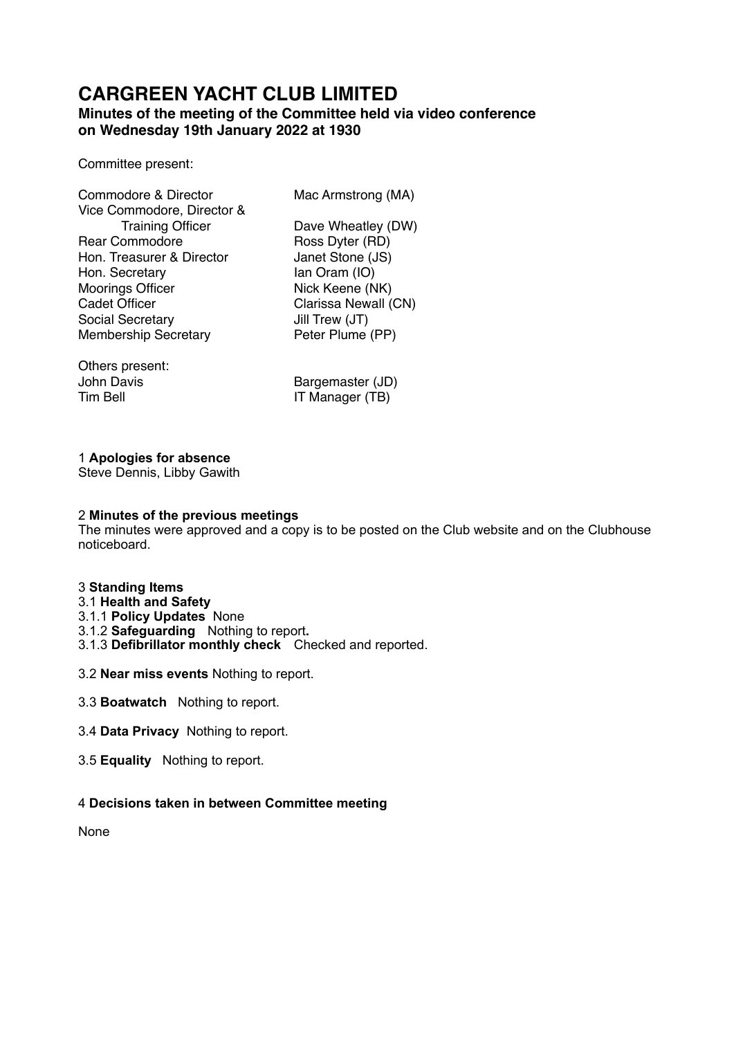# CARGREEN YACHT CLUB LIMITED

## Minutes of the meeting of the Committee held via video conference on Wednesday 19th January 2022 at 1930

Committee present:

| | |
|---|---|
| Commodore & Director | Mac Armstrong (MA) |
| Vice Commodore, Director & Training Officer | Dave Wheatley (DW) |
| Rear Commodore | Ross Dyter (RD) |
| Hon. Treasurer & Director | Janet Stone (JS) |
| Hon. Secretary | Ian Oram (IO) |
| Moorings Officer | Nick Keene (NK) |
| Cadet Officer | Clarissa Newall (CN) |
| Social Secretary | Jill Trew (JT) |
| Membership Secretary | Peter Plume (PP) |

Others present:

| | |
|---|---|
| John Davis | Bargemaster (JD) |
| Tim Bell | IT Manager (TB) |

1 **Apologies for absence**
Steve Dennis, Libby Gawith

2 **Minutes of the previous meetings**
The minutes were approved and a copy is to be posted on the Club website and on the Clubhouse noticeboard.

3 **Standing Items**
3.1 **Health and Safety**
3.1.1 **Policy Updates** None
3.1.2 **Safeguarding** Nothing to report.
3.1.3 **Defibrillator monthly check** Checked and reported.

3.2 **Near miss events** Nothing to report.

3.3 **Boatwatch** Nothing to report.

3.4 **Data Privacy** Nothing to report.

3.5 **Equality** Nothing to report.

4 **Decisions taken in between Committee meeting**

None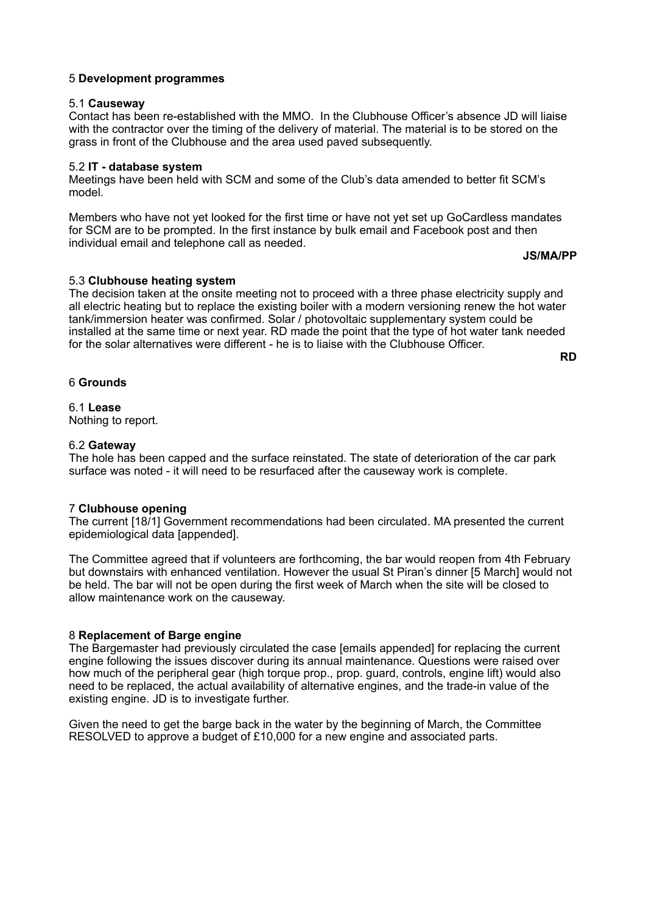5 **Development programmes**

5.1 **Causeway**

Contact has been re-established with the MMO. In the Clubhouse Officer's absence JD will liaise with the contractor over the timing of the delivery of material. The material is to be stored on the grass in front of the Clubhouse and the area used paved subsequently.

5.2 **IT - database system**

Meetings have been held with SCM and some of the Club's data amended to better fit SCM's model.

Members who have not yet looked for the first time or have not yet set up GoCardless mandates for SCM are to be prompted. In the first instance by bulk email and Facebook post and then individual email and telephone call as needed.

**JS/MA/PP**

5.3 **Clubhouse heating system**

The decision taken at the onsite meeting not to proceed with a three phase electricity supply and all electric heating but to replace the existing boiler with a modern versioning renew the hot water tank/immersion heater was confirmed. Solar / photovoltaic supplementary system could be installed at the same time or next year. RD made the point that the type of hot water tank needed for the solar alternatives were different - he is to liaise with the Clubhouse Officer.

**RD**

6 **Grounds**

6.1 **Lease**

Nothing to report.

6.2 **Gateway**

The hole has been capped and the surface reinstated. The state of deterioration of the car park surface was noted - it will need to be resurfaced after the causeway work is complete.

7 **Clubhouse opening**

The current [18/1] Government recommendations had been circulated. MA presented the current epidemiological data [appended].

The Committee agreed that if volunteers are forthcoming, the bar would reopen from 4th February but downstairs with enhanced ventilation. However the usual St Piran's dinner [5 March] would not be held. The bar will not be open during the first week of March when the site will be closed to allow maintenance work on the causeway.

8 **Replacement of Barge engine**

The Bargemaster had previously circulated the case [emails appended] for replacing the current engine following the issues discover during its annual maintenance. Questions were raised over how much of the peripheral gear (high torque prop., prop. guard, controls, engine lift) would also need to be replaced, the actual availability of alternative engines, and the trade-in value of the existing engine. JD is to investigate further.

Given the need to get the barge back in the water by the beginning of March, the Committee RESOLVED to approve a budget of £10,000 for a new engine and associated parts.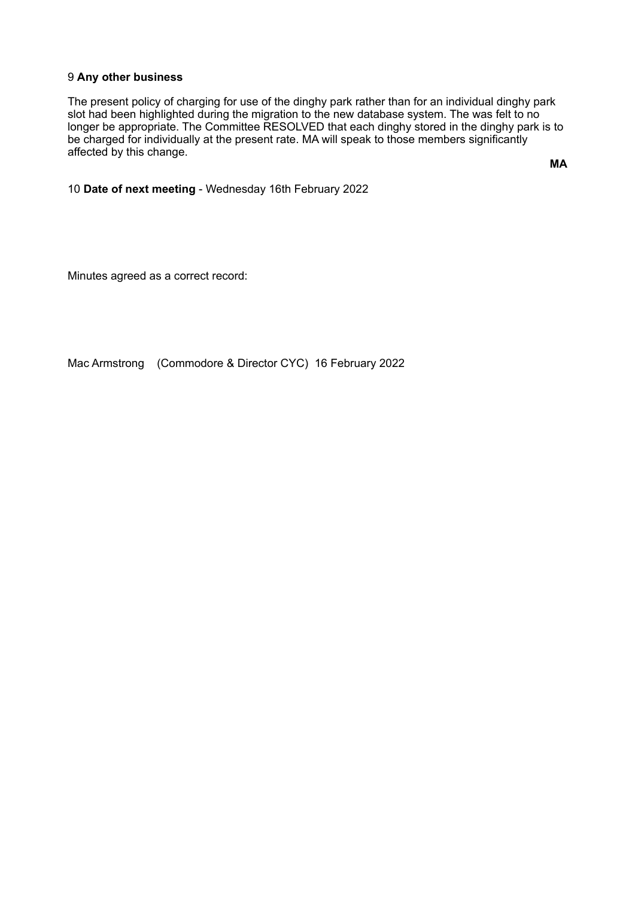9 **Any other business**

The present policy of charging for use of the dinghy park rather than for an individual dinghy park slot had been highlighted during the migration to the new database system. The was felt to no longer be appropriate. The Committee RESOLVED that each dinghy stored in the dinghy park is to be charged for individually at the present rate. MA will speak to those members significantly affected by this change.

**MA**

10 **Date of next meeting** - Wednesday 16th February 2022

Minutes agreed as a correct record:

Mac Armstrong (Commodore & Director CYC) 16 February 2022